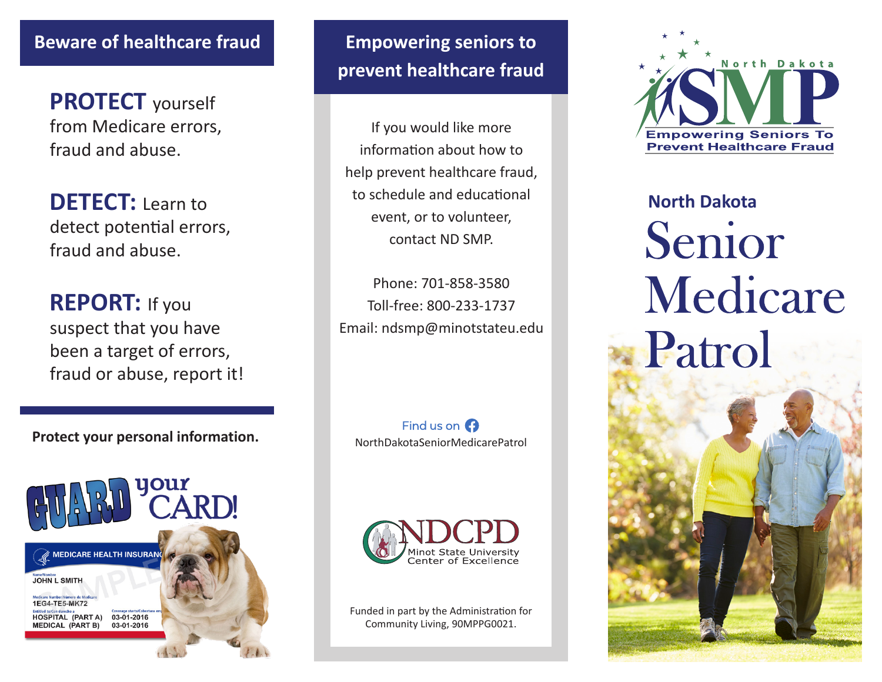## Beware of healthcare fraud

**PROTECT** yourself from Medicare errors, fraud and abuse.

**DETECT:** Learn to detect potential errors, fraud and abuse.

**REPORT:** If you suspect that you have been a target of errors, fraud or abuse, report it!

**Protect your personal information.**

GUARD your CARD!

## Empowering seniors to prevent healthcare fraud

If you would like more information about how to help prevent healthcare fraud, to schedule and educational event, or to volunteer, contact ND SMP.

Phone: 701-858-3580
Toll-free: 800-233-1737
Email: ndsmp@minotstateu.edu

Find us on Facebook
NorthDakotaSeniorMedicarePatrol

NDCPD
Minot State University Center of Excellence

Funded in part by the Administration for Community Living, 90MPPG0021.

North Dakota SMP
Empowering Seniors To Prevent Healthcare Fraud

# North Dakota Senior Medicare Patrol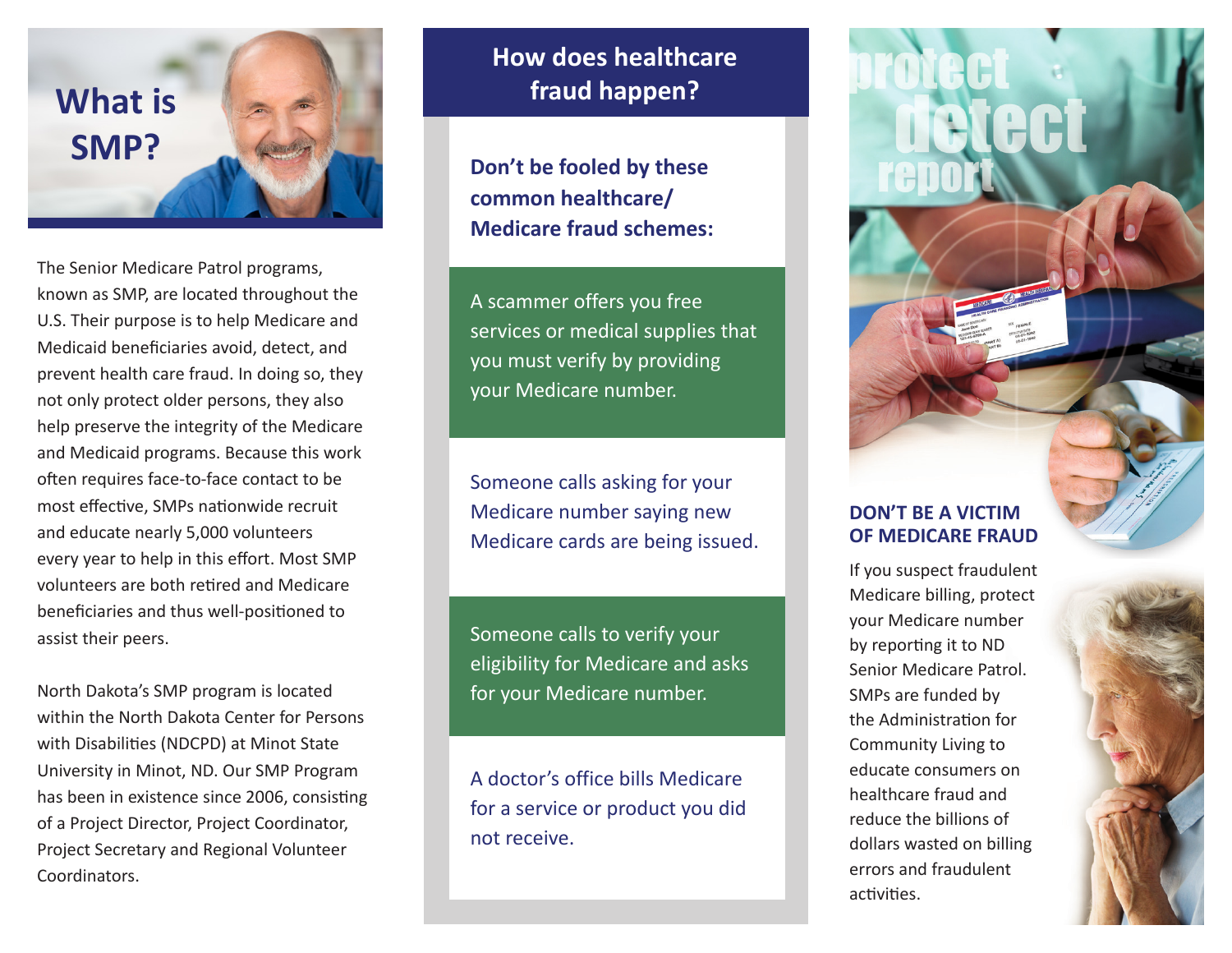# What is SMP?

The Senior Medicare Patrol programs, known as SMP, are located throughout the U.S. Their purpose is to help Medicare and Medicaid beneficiaries avoid, detect, and prevent health care fraud. In doing so, they not only protect older persons, they also help preserve the integrity of the Medicare and Medicaid programs. Because this work often requires face-to-face contact to be most effective, SMPs nationwide recruit and educate nearly 5,000 volunteers every year to help in this effort. Most SMP volunteers are both retired and Medicare beneficiaries and thus well-positioned to assist their peers.

North Dakota's SMP program is located within the North Dakota Center for Persons with Disabilities (NDCPD) at Minot State University in Minot, ND. Our SMP Program has been in existence since 2006, consisting of a Project Director, Project Coordinator, Project Secretary and Regional Volunteer Coordinators.

## How does healthcare fraud happen?

**Don't be fooled by these common healthcare/ Medicare fraud schemes:**

A scammer offers you free services or medical supplies that you must verify by providing your Medicare number.

Someone calls asking for your Medicare number saying new Medicare cards are being issued.

Someone calls to verify your eligibility for Medicare and asks for your Medicare number.

A doctor's office bills Medicare for a service or product you did not receive.

## protect detect report

### DON'T BE A VICTIM OF MEDICARE FRAUD

If you suspect fraudulent Medicare billing, protect your Medicare number by reporting it to ND Senior Medicare Patrol. SMPs are funded by the Administration for Community Living to educate consumers on healthcare fraud and reduce the billions of dollars wasted on billing errors and fraudulent activities.